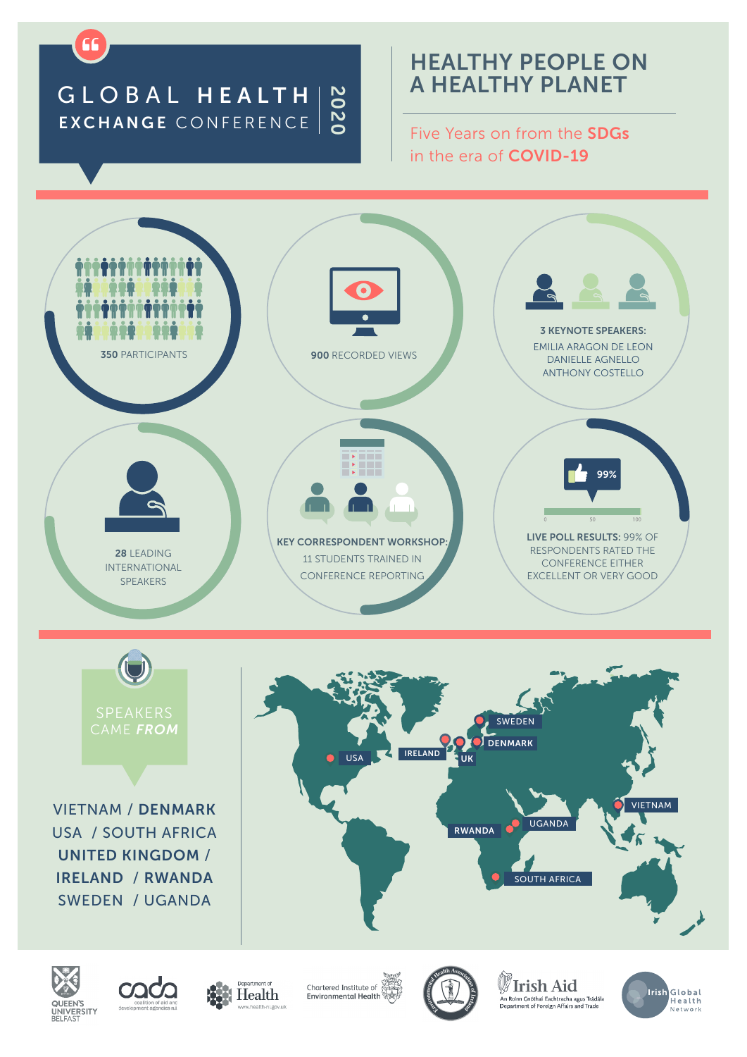# GLOBAL HEALTH EXCHANGE CONFERENCE 2020

## HEALTHY PEOPLE ON A HEALTHY PLANET

Five Years on from the **SDGs** in the era of **COVID-19**

**350** PARTICIPANTS

**900** RECORDED VIEWS

**3 KEYNOTE SPEAKERS:**
EMILIA ARAGON DE LEON
DANIELLE AGNELLO
ANTHONY COSTELLO

**28** LEADING INTERNATIONAL SPEAKERS

**KEY CORRESPONDENT WORKSHOP:**
11 STUDENTS TRAINED IN CONFERENCE REPORTING

99%

0 50 100

**LIVE POLL RESULTS:** 99% OF RESPONDENTS RATED THE CONFERENCE EITHER EXCELLENT OR VERY GOOD

SPEAKERS CAME ***FROM***

VIETNAM / **DENMARK**
USA / SOUTH AFRICA
**UNITED KINGDOM /**
**IRELAND / RWANDA**
SWEDEN / UGANDA

SWEDEN, IRELAND, DENMARK, USA, UK, VIETNAM, RWANDA, UGANDA, SOUTH AFRICA

QUEEN'S UNIVERSITY BELFAST · cada coalition of aid and development agencies n.i · Department of Health www.health-ni.gov.uk · Chartered Institute of Environmental Health · Environmental Health Association of Ireland · Irish Aid An Roinn Gnóthaí Eachtracha agus Trádála Department of Foreign Affairs and Trade · Irish Global Health Network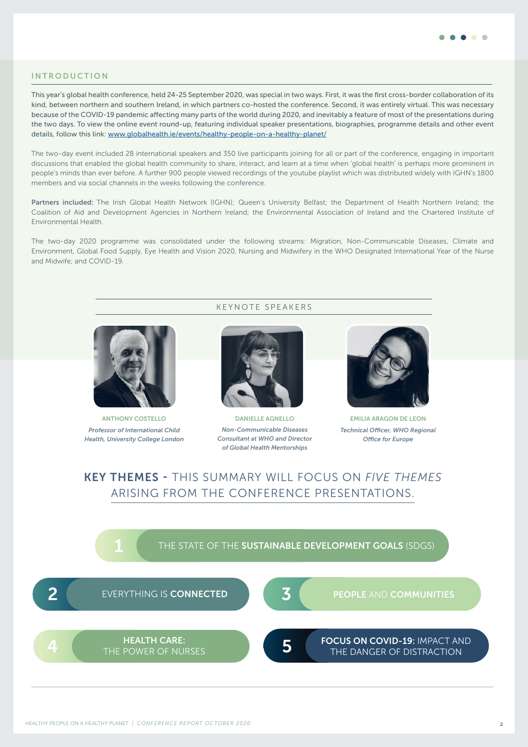## INTRODUCTION

This year's global health conference, held 24-25 September 2020, was special in two ways. First, it was the first cross-border collaboration of its kind, between northern and southern Ireland, in which partners co-hosted the conference. Second, it was entirely virtual. This was necessary because of the COVID-19 pandemic affecting many parts of the world during 2020, and inevitably a feature of most of the presentations during the two days. To view the online event round-up, featuring individual speaker presentations, biographies, programme details and other event details, follow this link: [www.globalhealth.ie/events/healthy-people-on-a-healthy-planet/](http://www.globalhealth.ie/events/healthy-people-on-a-healthy-planet/)

The two-day event included 28 international speakers and 350 live participants joining for all or part of the conference, engaging in important discussions that enabled the global health community to share, interact, and learn at a time when 'global health' is perhaps more prominent in people's minds than ever before. A further 900 people viewed recordings of the youtube playlist which was distributed widely with IGHN's 1800 members and via social channels in the weeks following the conference.

**Partners included:** The Irish Global Health Network (IGHN); Queen's University Belfast; the Department of Health Northern Ireland; the Coalition of Aid and Development Agencies in Northern Ireland; the Environmental Association of Ireland and the Chartered Institute of Environmental Health.

The two-day 2020 programme was consolidated under the following streams: Migration, Non-Communicable Diseases, Climate and Environment, Global Food Supply, Eye Health and Vision 2020, Nursing and Midwifery in the WHO Designated International Year of the Nurse and Midwife; and COVID-19.

### KEYNOTE SPEAKERS

**ANTHONY COSTELLO**
*Professor of International Child Health, University College London*

**DANIELLE AGNELLO**
*Non-Communicable Diseases Consultant at WHO and Director of Global Health Mentorships*

**EMILIA ARAGON DE LEON**
*Technical Officer, WHO Regional Office for Europe*

## KEY THEMES - THIS SUMMARY WILL FOCUS ON *FIVE THEMES* ARISING FROM THE CONFERENCE PRESENTATIONS.

1. THE STATE OF THE **SUSTAINABLE DEVELOPMENT GOALS** (SDGS)
2. EVERYTHING IS **CONNECTED**
3. **PEOPLE** AND **COMMUNITIES**
4. **HEALTH CARE:** THE POWER OF NURSES
5. **FOCUS ON COVID-19:** IMPACT AND THE DANGER OF DISTRACTION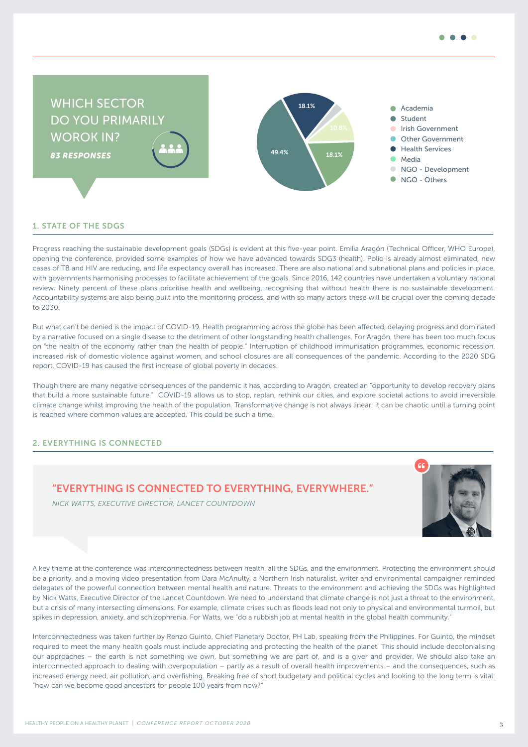## WHICH SECTOR DO YOU PRIMARILY WOROK IN?

***83 RESPONSES***

- Academia
- Student
- Irish Government
- Other Government
- Health Services
- Media
- NGO - Development
- NGO - Others

49.4% | 18.1% | 18.1% | 10.8%

### 1. STATE OF THE SDGS

Progress reaching the sustainable development goals (SDGs) is evident at this five-year point. Emilia Aragón (Technical Officer, WHO Europe), opening the conference, provided some examples of how we have advanced towards SDG3 (health). Polio is already almost eliminated, new cases of TB and HIV are reducing, and life expectancy overall has increased. There are also national and subnational plans and policies in place, with governments harmonising processes to facilitate achievement of the goals. Since 2016, 142 countries have undertaken a voluntary national review. Ninety percent of these plans prioritise health and wellbeing, recognising that without health there is no sustainable development. Accountability systems are also being built into the monitoring process, and with so many actors these will be crucial over the coming decade to 2030.

But what can't be denied is the impact of COVID-19. Health programming across the globe has been affected, delaying progress and dominated by a narrative focused on a single disease to the detriment of other longstanding health challenges. For Aragón, there has been too much focus on "the health of the economy rather than the health of people." Interruption of childhood immunisation programmes, economic recession, increased risk of domestic violence against women, and school closures are all consequences of the pandemic. According to the 2020 SDG report, COVID-19 has caused the first increase of global poverty in decades.

Though there are many negative consequences of the pandemic it has, according to Aragón, created an "opportunity to develop recovery plans that build a more sustainable future." COVID-19 allows us to stop, replan, rethink our cities, and explore societal actions to avoid irreversible climate change whilst improving the health of the population. Transformative change is not always linear; it can be chaotic until a turning point is reached where common values are accepted. This could be such a time.

### 2. EVERYTHING IS CONNECTED

> **"EVERYTHING IS CONNECTED TO EVERYTHING, EVERYWHERE."**
>
> *NICK WATTS, EXECUTIVE DIRECTOR, LANCET COUNTDOWN*

A key theme at the conference was interconnectedness between health, all the SDGs, and the environment. Protecting the environment should be a priority, and a moving video presentation from Dara McAnulty, a Northern Irish naturalist, writer and environmental campaigner reminded delegates of the powerful connection between mental health and nature. Threats to the environment and achieving the SDGs was highlighted by Nick Watts, Executive Director of the Lancet Countdown. We need to understand that climate change is not just a threat to the environment, but a crisis of many intersecting dimensions. For example, climate crises such as floods lead not only to physical and environmental turmoil, but spikes in depression, anxiety, and schizophrenia. For Watts, we "do a rubbish job at mental health in the global health community."

Interconnectedness was taken further by Renzo Guinto, Chief Planetary Doctor, PH Lab, speaking from the Philippines. For Guinto, the mindset required to meet the many health goals must include appreciating and protecting the health of the planet. This should include decolonialising our approaches – the earth is not something we own, but something we are part of, and is a giver and provider. We should also take an interconnected approach to dealing with overpopulation – partly as a result of overall health improvements – and the consequences, such as increased energy need, air pollution, and overfishing. Breaking free of short budgetary and political cycles and looking to the long term is vital: "how can we become good ancestors for people 100 years from now?"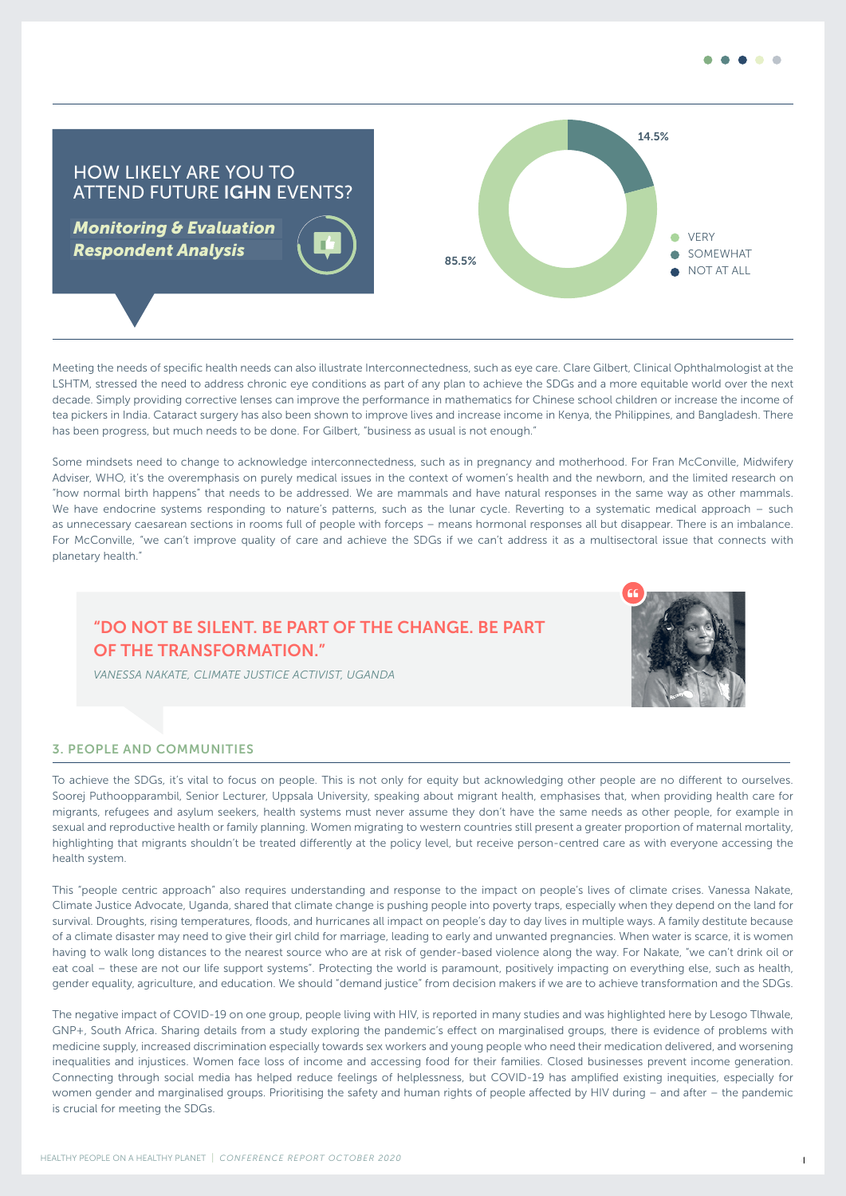## HOW LIKELY ARE YOU TO ATTEND FUTURE IGHN EVENTS?

***Monitoring & Evaluation Respondent Analysis***

- VERY: 85.5%
- SOMEWHAT: 14.5%
- NOT AT ALL

Meeting the needs of specific health needs can also illustrate Interconnectedness, such as eye care. Clare Gilbert, Clinical Ophthalmologist at the LSHTM, stressed the need to address chronic eye conditions as part of any plan to achieve the SDGs and a more equitable world over the next decade. Simply providing corrective lenses can improve the performance in mathematics for Chinese school children or increase the income of tea pickers in India. Cataract surgery has also been shown to improve lives and increase income in Kenya, the Philippines, and Bangladesh. There has been progress, but much needs to be done. For Gilbert, "business as usual is not enough."

Some mindsets need to change to acknowledge interconnectedness, such as in pregnancy and motherhood. For Fran McConville, Midwifery Adviser, WHO, it's the overemphasis on purely medical issues in the context of women's health and the newborn, and the limited research on "how normal birth happens" that needs to be addressed. We are mammals and have natural responses in the same way as other mammals. We have endocrine systems responding to nature's patterns, such as the lunar cycle. Reverting to a systematic medical approach – such as unnecessary caesarean sections in rooms full of people with forceps – means hormonal responses all but disappear. There is an imbalance. For McConville, "we can't improve quality of care and achieve the SDGs if we can't address it as a multisectoral issue that connects with planetary health."

> **"DO NOT BE SILENT. BE PART OF THE CHANGE. BE PART OF THE TRANSFORMATION."**
>
> *VANESSA NAKATE, CLIMATE JUSTICE ACTIVIST, UGANDA*

### 3. PEOPLE AND COMMUNITIES

To achieve the SDGs, it's vital to focus on people. This is not only for equity but acknowledging other people are no different to ourselves. Soorej Puthoopparambil, Senior Lecturer, Uppsala University, speaking about migrant health, emphasises that, when providing health care for migrants, refugees and asylum seekers, health systems must never assume they don't have the same needs as other people, for example in sexual and reproductive health or family planning. Women migrating to western countries still present a greater proportion of maternal mortality, highlighting that migrants shouldn't be treated differently at the policy level, but receive person-centred care as with everyone accessing the health system.

This "people centric approach" also requires understanding and response to the impact on people's lives of climate crises. Vanessa Nakate, Climate Justice Advocate, Uganda, shared that climate change is pushing people into poverty traps, especially when they depend on the land for survival. Droughts, rising temperatures, floods, and hurricanes all impact on people's day to day lives in multiple ways. A family destitute because of a climate disaster may need to give their girl child for marriage, leading to early and unwanted pregnancies. When water is scarce, it is women having to walk long distances to the nearest source who are at risk of gender-based violence along the way. For Nakate, "we can't drink oil or eat coal – these are not our life support systems". Protecting the world is paramount, positively impacting on everything else, such as health, gender equality, agriculture, and education. We should "demand justice" from decision makers if we are to achieve transformation and the SDGs.

The negative impact of COVID-19 on one group, people living with HIV, is reported in many studies and was highlighted here by Lesogo Tlhwale, GNP+, South Africa. Sharing details from a study exploring the pandemic's effect on marginalised groups, there is evidence of problems with medicine supply, increased discrimination especially towards sex workers and young people who need their medication delivered, and worsening inequalities and injustices. Women face loss of income and accessing food for their families. Closed businesses prevent income generation. Connecting through social media has helped reduce feelings of helplessness, but COVID-19 has amplified existing inequities, especially for women gender and marginalised groups. Prioritising the safety and human rights of people affected by HIV during – and after – the pandemic is crucial for meeting the SDGs.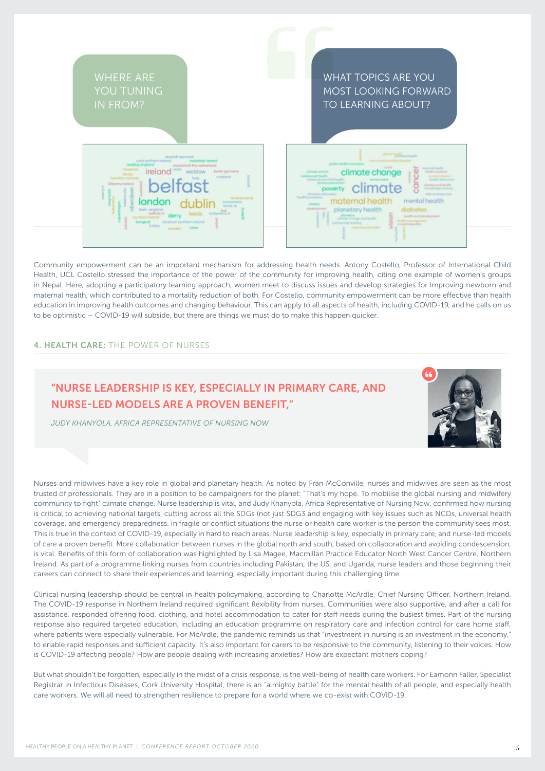WHERE ARE YOU TUNING IN FROM?

WHAT TOPICS ARE YOU MOST LOOKING FORWARD TO LEARNING ABOUT?

Community empowerment can be an important mechanism for addressing health needs. Antony Costello, Professor of International Child Health, UCL Costello stressed the importance of the power of the community for improving health, citing one example of women's groups in Nepal. Here, adopting a participatory learning approach, women meet to discuss issues and develop strategies for improving newborn and maternal health, which contributed to a mortality reduction of both. For Costello, community empowerment can be more effective than health education in improving health outcomes and changing behaviour. This can apply to all aspects of health, including COVID-19, and he calls on us to be optimistic – COVID-19 will subside, but there are things we must do to make this happen quicker.

## 4. HEALTH CARE: THE POWER OF NURSES

> **"NURSE LEADERSHIP IS KEY, ESPECIALLY IN PRIMARY CARE, AND NURSE-LED MODELS ARE A PROVEN BENEFIT,"**
>
> *JUDY KHANYOLA, AFRICA REPRESENTATIVE OF NURSING NOW*

Nurses and midwives have a key role in global and planetary health. As noted by Fran McConville, nurses and midwives are seen as the most trusted of professionals. They are in a position to be campaigners for the planet: "That's my hope. To mobilise the global nursing and midwifery community to fight" climate change. Nurse leadership is vital, and Judy Khanyola, Africa Representative of Nursing Now, confirmed how nursing is critical to achieving national targets, cutting across all the SDGs (not just SDG3 and engaging with key issues such as NCDs, universal health coverage, and emergency preparedness. In fragile or conflict situations the nurse or health care worker is the person the community sees most. This is true in the context of COVID-19, especially in hard to reach areas. Nurse leadership is key, especially in primary care, and nurse-led models of care a proven benefit. More collaboration between nurses in the global north and south, based on collaboration and avoiding condescension, is vital. Benefits of this form of collaboration was highlighted by Lisa Magee, Macmillan Practice Educator North West Cancer Centre, Northern Ireland. As part of a programme linking nurses from countries including Pakistan, the US, and Uganda, nurse leaders and those beginning their careers can connect to share their experiences and learning, especially important during this challenging time.

Clinical nursing leadership should be central in health policymaking, according to Charlotte McArdle, Chief Nursing Officer, Northern Ireland. The COVID-19 response in Northern Ireland required significant flexibility from nurses. Communities were also supportive, and after a call for assistance, responded offering food, clothing, and hotel accommodation to cater for staff needs during the busiest times. Part of the nursing response also required targeted education, including an education programme on respiratory care and infection control for care home staff, where patients were especially vulnerable. For McArdle, the pandemic reminds us that "investment in nursing is an investment in the economy," to enable rapid responses and sufficient capacity. It's also important for carers to be responsive to the community, listening to their voices. How is COVID-19 affecting people? How are people dealing with increasing anxieties? How are expectant mothers coping?

But what shouldn't be forgotten, especially in the midst of a crisis response, is the well-being of health care workers. For Eamonn Faller, Specialist Registrar in Infectious Diseases, Cork University Hospital, there is an "almighty battle" for the mental health of all people, and especially health care workers. We will all need to strengthen resilience to prepare for a world where we co-exist with COVID-19.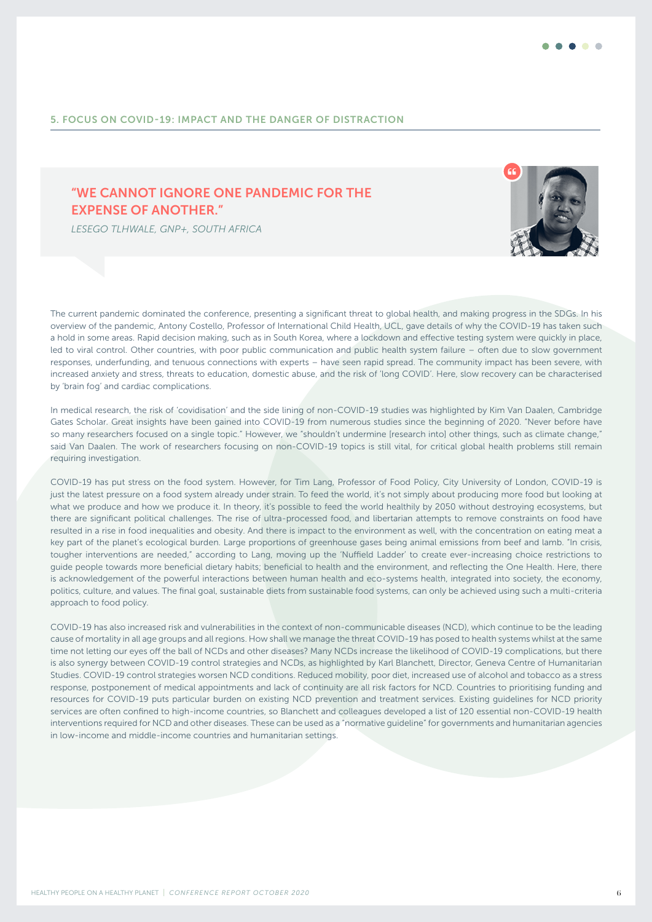## 5. FOCUS ON COVID-19: IMPACT AND THE DANGER OF DISTRACTION

### "WE CANNOT IGNORE ONE PANDEMIC FOR THE EXPENSE OF ANOTHER."

*LESEGO TLHWALE, GNP+, SOUTH AFRICA*

The current pandemic dominated the conference, presenting a significant threat to global health, and making progress in the SDGs. In his overview of the pandemic, Antony Costello, Professor of International Child Health, UCL, gave details of why the COVID-19 has taken such a hold in some areas. Rapid decision making, such as in South Korea, where a lockdown and effective testing system were quickly in place, led to viral control. Other countries, with poor public communication and public health system failure – often due to slow government responses, underfunding, and tenuous connections with experts – have seen rapid spread. The community impact has been severe, with increased anxiety and stress, threats to education, domestic abuse, and the risk of 'long COVID'. Here, slow recovery can be characterised by 'brain fog' and cardiac complications.

In medical research, the risk of 'covidisation' and the side lining of non-COVID-19 studies was highlighted by Kim Van Daalen, Cambridge Gates Scholar. Great insights have been gained into COVID-19 from numerous studies since the beginning of 2020. "Never before have so many researchers focused on a single topic." However, we "shouldn't undermine [research into] other things, such as climate change," said Van Daalen. The work of researchers focusing on non-COVID-19 topics is still vital, for critical global health problems still remain requiring investigation.

COVID-19 has put stress on the food system. However, for Tim Lang, Professor of Food Policy, City University of London, COVID-19 is just the latest pressure on a food system already under strain. To feed the world, it's not simply about producing more food but looking at what we produce and how we produce it. In theory, it's possible to feed the world healthily by 2050 without destroying ecosystems, but there are significant political challenges. The rise of ultra-processed food, and libertarian attempts to remove constraints on food have resulted in a rise in food inequalities and obesity. And there is impact to the environment as well, with the concentration on eating meat a key part of the planet's ecological burden. Large proportions of greenhouse gases being animal emissions from beef and lamb. "In crisis, tougher interventions are needed," according to Lang, moving up the 'Nuffield Ladder' to create ever-increasing choice restrictions to guide people towards more beneficial dietary habits; beneficial to health and the environment, and reflecting the One Health. Here, there is acknowledgement of the powerful interactions between human health and eco-systems health, integrated into society, the economy, politics, culture, and values. The final goal, sustainable diets from sustainable food systems, can only be achieved using such a multi-criteria approach to food policy.

COVID-19 has also increased risk and vulnerabilities in the context of non-communicable diseases (NCD), which continue to be the leading cause of mortality in all age groups and all regions. How shall we manage the threat COVID-19 has posed to health systems whilst at the same time not letting our eyes off the ball of NCDs and other diseases? Many NCDs increase the likelihood of COVID-19 complications, but there is also synergy between COVID-19 control strategies and NCDs, as highlighted by Karl Blanchett, Director, Geneva Centre of Humanitarian Studies. COVID-19 control strategies worsen NCD conditions. Reduced mobility, poor diet, increased use of alcohol and tobacco as a stress response, postponement of medical appointments and lack of continuity are all risk factors for NCD. Countries to prioritising funding and resources for COVID-19 puts particular burden on existing NCD prevention and treatment services. Existing guidelines for NCD priority services are often confined to high-income countries, so Blanchett and colleagues developed a list of 120 essential non-COVID-19 health interventions required for NCD and other diseases. These can be used as a "normative guideline" for governments and humanitarian agencies in low-income and middle-income countries and humanitarian settings.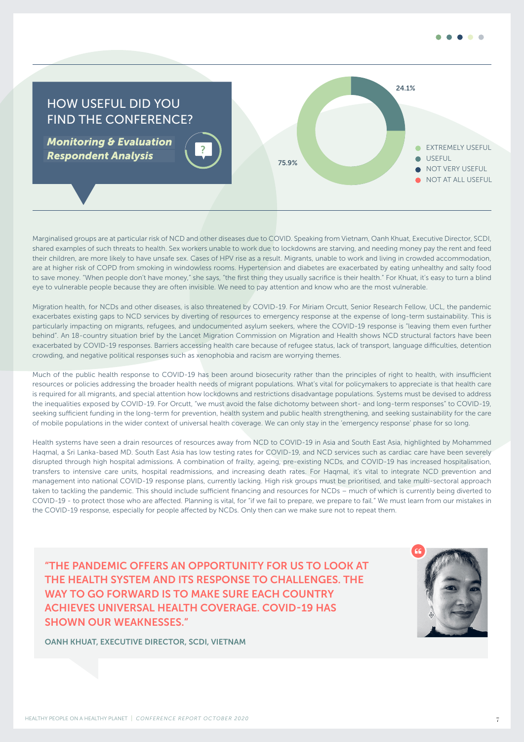## HOW USEFUL DID YOU FIND THE CONFERENCE?

***Monitoring & Evaluation Respondent Analysis***

24.1%

75.9%

- EXTREMELY USEFUL
- USEFUL
- NOT VERY USEFUL
- NOT AT ALL USEFUL

Marginalised groups are at particular risk of NCD and other diseases due to COVID. Speaking from Vietnam, Oanh Khuat, Executive Director, SCDI, shared examples of such threats to health. Sex workers unable to work due to lockdowns are starving, and needing money pay the rent and feed their children, are more likely to have unsafe sex. Cases of HPV rise as a result. Migrants, unable to work and living in crowded accommodation, are at higher risk of COPD from smoking in windowless rooms. Hypertension and diabetes are exacerbated by eating unhealthy and salty food to save money. "When people don't have money," she says, "the first thing they usually sacrifice is their health." For Khuat, it's easy to turn a blind eye to vulnerable people because they are often invisible. We need to pay attention and know who are the most vulnerable.

Migration health, for NCDs and other diseases, is also threatened by COVID-19. For Miriam Orcutt, Senior Research Fellow, UCL, the pandemic exacerbates existing gaps to NCD services by diverting of resources to emergency response at the expense of long-term sustainability. This is particularly impacting on migrants, refugees, and undocumented asylum seekers, where the COVID-19 response is "leaving them even further behind". An 18-country situation brief by the Lancet Migration Commission on Migration and Health shows NCD structural factors have been exacerbated by COVID-19 responses. Barriers accessing health care because of refugee status, lack of transport, language difficulties, detention crowding, and negative political responses such as xenophobia and racism are worrying themes.

Much of the public health response to COVID-19 has been around biosecurity rather than the principles of right to health, with insufficient resources or policies addressing the broader health needs of migrant populations. What's vital for policymakers to appreciate is that health care is required for all migrants, and special attention how lockdowns and restrictions disadvantage populations. Systems must be devised to address the inequalities exposed by COVID-19. For Orcutt, "we must avoid the false dichotomy between short- and long-term responses" to COVID-19, seeking sufficient funding in the long-term for prevention, health system and public health strengthening, and seeking sustainability for the care of mobile populations in the wider context of universal health coverage. We can only stay in the 'emergency response' phase for so long.

Health systems have seen a drain resources of resources away from NCD to COVID-19 in Asia and South East Asia, highlighted by Mohammed Haqmal, a Sri Lanka-based MD. South East Asia has low testing rates for COVID-19, and NCD services such as cardiac care have been severely disrupted through high hospital admissions. A combination of frailty, ageing, pre-existing NCDs, and COVID-19 has increased hospitalisation, transfers to intensive care units, hospital readmissions, and increasing death rates. For Haqmal, it's vital to integrate NCD prevention and management into national COVID-19 response plans, currently lacking. High risk groups must be prioritised, and take multi-sectoral approach taken to tackling the pandemic. This should include sufficient financing and resources for NCDs – much of which is currently being diverted to COVID-19 - to protect those who are affected. Planning is vital, for "if we fail to prepare, we prepare to fail." We must learn from our mistakes in the COVID-19 response, especially for people affected by NCDs. Only then can we make sure not to repeat them.

> **"THE PANDEMIC OFFERS AN OPPORTUNITY FOR US TO LOOK AT THE HEALTH SYSTEM AND ITS RESPONSE TO CHALLENGES. THE WAY TO GO FORWARD IS TO MAKE SURE EACH COUNTRY ACHIEVES UNIVERSAL HEALTH COVERAGE. COVID-19 HAS SHOWN OUR WEAKNESSES."**
>
> **OANH KHUAT, EXECUTIVE DIRECTOR, SCDI, VIETNAM**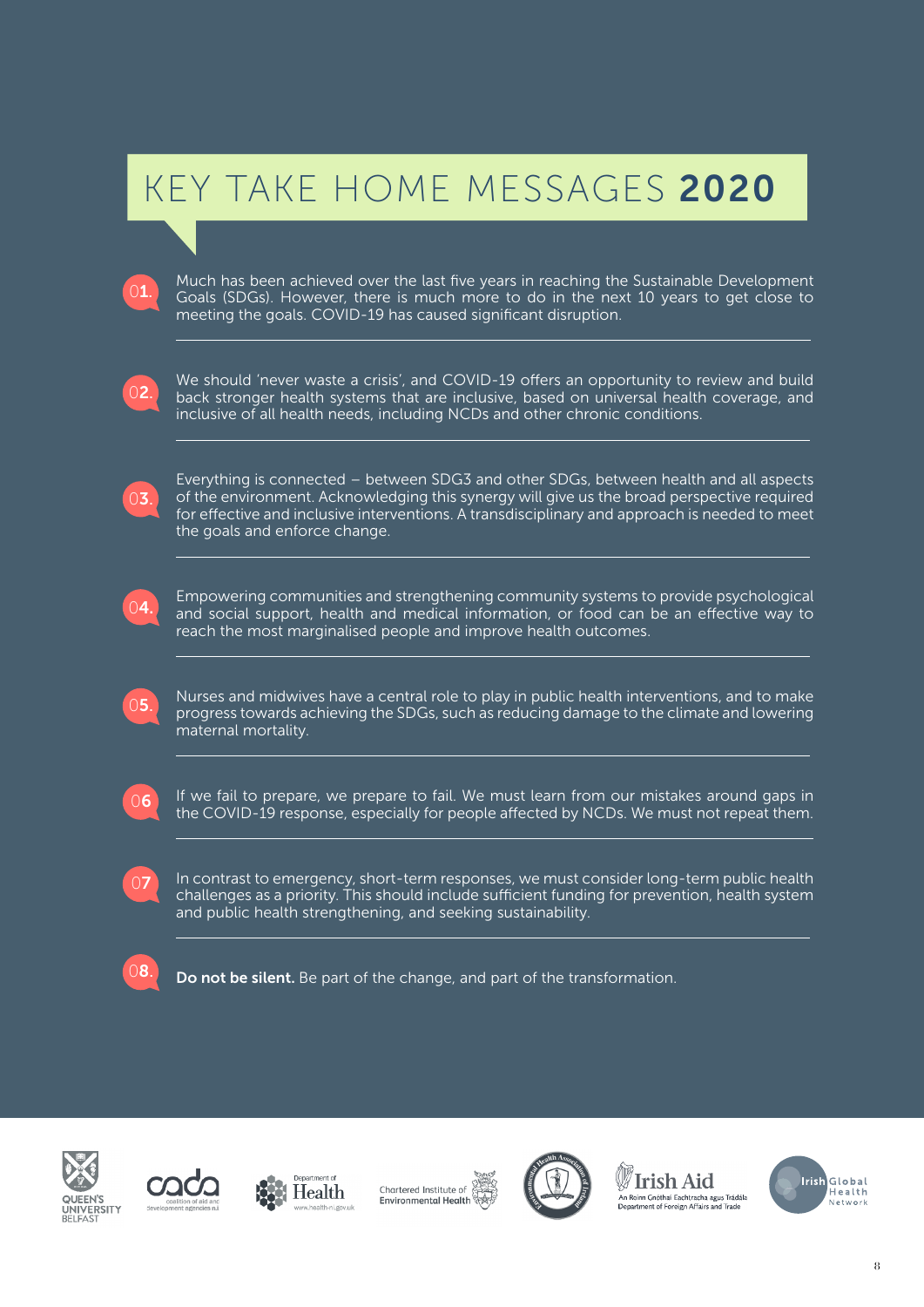# KEY TAKE HOME MESSAGES **2020**

01. Much has been achieved over the last five years in reaching the Sustainable Development Goals (SDGs). However, there is much more to do in the next 10 years to get close to meeting the goals. COVID-19 has caused significant disruption.

02. We should 'never waste a crisis', and COVID-19 offers an opportunity to review and build back stronger health systems that are inclusive, based on universal health coverage, and inclusive of all health needs, including NCDs and other chronic conditions.

03. Everything is connected – between SDG3 and other SDGs, between health and all aspects of the environment. Acknowledging this synergy will give us the broad perspective required for effective and inclusive interventions. A transdisciplinary and approach is needed to meet the goals and enforce change.

04. Empowering communities and strengthening community systems to provide psychological and social support, health and medical information, or food can be an effective way to reach the most marginalised people and improve health outcomes.

05. Nurses and midwives have a central role to play in public health interventions, and to make progress towards achieving the SDGs, such as reducing damage to the climate and lowering maternal mortality.

06 If we fail to prepare, we prepare to fail. We must learn from our mistakes around gaps in the COVID-19 response, especially for people affected by NCDs. We must not repeat them.

07 In contrast to emergency, short-term responses, we must consider long-term public health challenges as a priority. This should include sufficient funding for prevention, health system and public health strengthening, and seeking sustainability.

08. **Do not be silent.** Be part of the change, and part of the transformation.

Queen's University Belfast | cada coalition of aid and development agencies n.i | Department of Health www.health-ni.gov.uk | Chartered Institute of Environmental Health | Environmental Health Association of Ireland | Irish Aid An Roinn Gnóthaí Eachtracha agus Trádála Department of Foreign Affairs and Trade | Irish Global Health Network